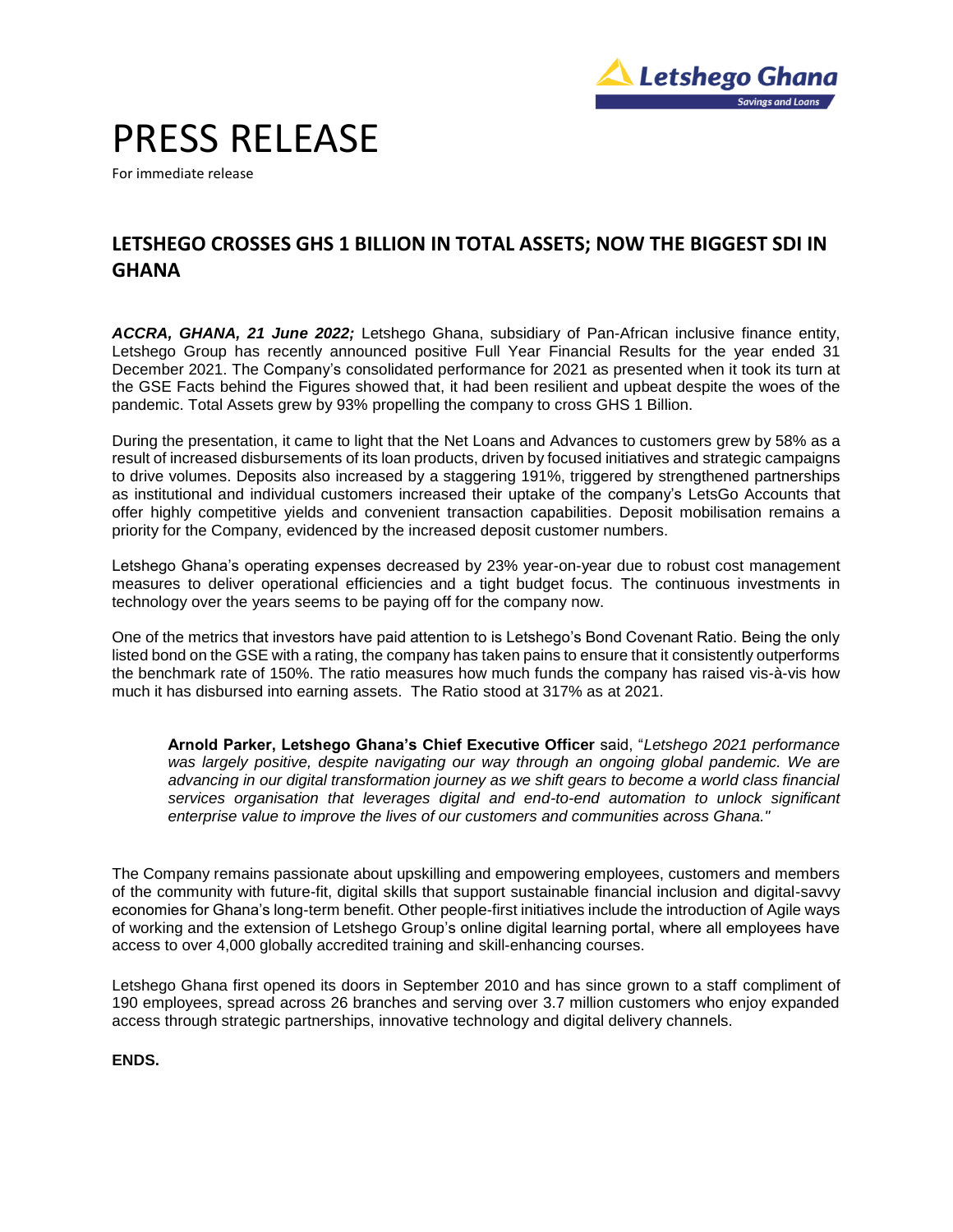# PRESS RELEASE

For immediate release

## LETSHEGO CROSSES GHS 1 BILLION IN TOTAL ASSETS; NOW THE BIGGEST SDI IN GHANA

***ACCRA, GHANA, 21 June 2022;*** Letshego Ghana, subsidiary of Pan-African inclusive finance entity, Letshego Group has recently announced positive Full Year Financial Results for the year ended 31 December 2021. The Company's consolidated performance for 2021 as presented when it took its turn at the GSE Facts behind the Figures showed that, it had been resilient and upbeat despite the woes of the pandemic. Total Assets grew by 93% propelling the company to cross GHS 1 Billion.

During the presentation, it came to light that the Net Loans and Advances to customers grew by 58% as a result of increased disbursements of its loan products, driven by focused initiatives and strategic campaigns to drive volumes. Deposits also increased by a staggering 191%, triggered by strengthened partnerships as institutional and individual customers increased their uptake of the company's LetsGo Accounts that offer highly competitive yields and convenient transaction capabilities. Deposit mobilisation remains a priority for the Company, evidenced by the increased deposit customer numbers.

Letshego Ghana's operating expenses decreased by 23% year-on-year due to robust cost management measures to deliver operational efficiencies and a tight budget focus. The continuous investments in technology over the years seems to be paying off for the company now.

One of the metrics that investors have paid attention to is Letshego's Bond Covenant Ratio. Being the only listed bond on the GSE with a rating, the company has taken pains to ensure that it consistently outperforms the benchmark rate of 150%. The ratio measures how much funds the company has raised vis-à-vis how much it has disbursed into earning assets. The Ratio stood at 317% as at 2021.

> **Arnold Parker, Letshego Ghana's Chief Executive Officer** said, "*Letshego 2021 performance was largely positive, despite navigating our way through an ongoing global pandemic. We are advancing in our digital transformation journey as we shift gears to become a world class financial services organisation that leverages digital and end-to-end automation to unlock significant enterprise value to improve the lives of our customers and communities across Ghana."*

The Company remains passionate about upskilling and empowering employees, customers and members of the community with future-fit, digital skills that support sustainable financial inclusion and digital-savvy economies for Ghana's long-term benefit. Other people-first initiatives include the introduction of Agile ways of working and the extension of Letshego Group's online digital learning portal, where all employees have access to over 4,000 globally accredited training and skill-enhancing courses.

Letshego Ghana first opened its doors in September 2010 and has since grown to a staff compliment of 190 employees, spread across 26 branches and serving over 3.7 million customers who enjoy expanded access through strategic partnerships, innovative technology and digital delivery channels.

**ENDS.**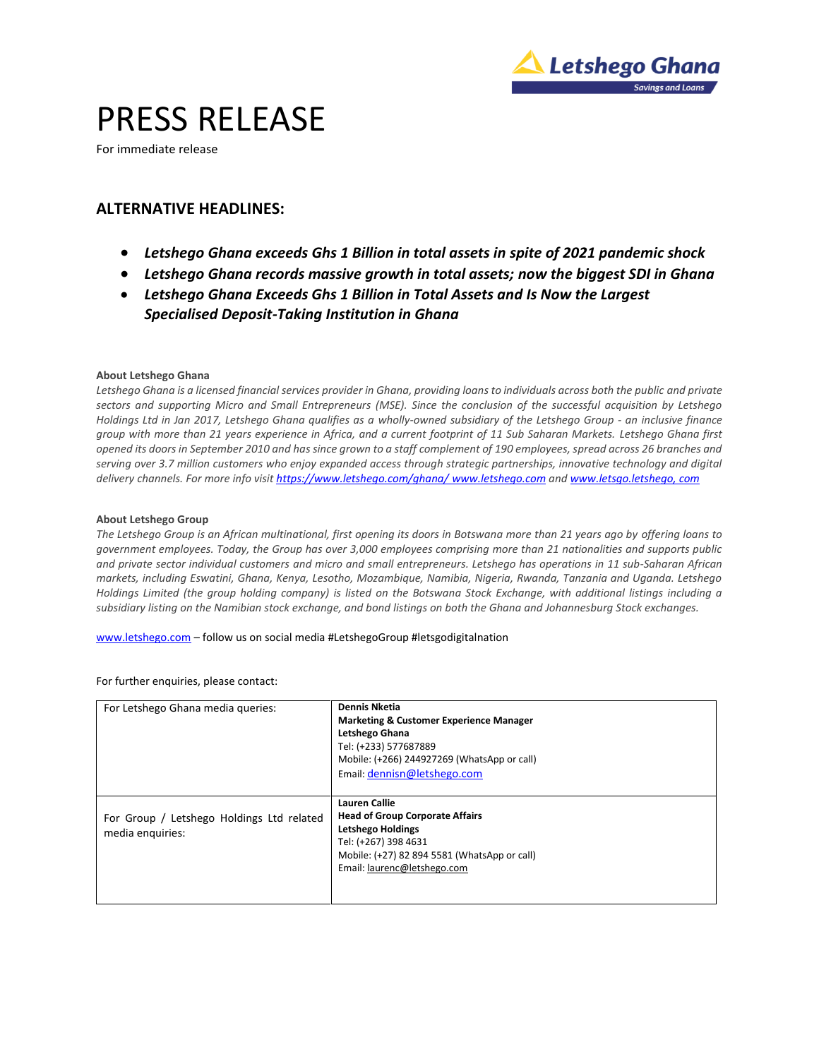Letshego Ghana
Savings and Loans

# PRESS RELEASE

For immediate release

## ALTERNATIVE HEADLINES:

- ***Letshego Ghana exceeds Ghs 1 Billion in total assets in spite of 2021 pandemic shock***
- ***Letshego Ghana records massive growth in total assets; now the biggest SDI in Ghana***
- ***Letshego Ghana Exceeds Ghs 1 Billion in Total Assets and Is Now the Largest Specialised Deposit-Taking Institution in Ghana***

**About Letshego Ghana**

*Letshego Ghana is a licensed financial services provider in Ghana, providing loans to individuals across both the public and private sectors and supporting Micro and Small Entrepreneurs (MSE). Since the conclusion of the successful acquisition by Letshego Holdings Ltd in Jan 2017, Letshego Ghana qualifies as a wholly-owned subsidiary of the Letshego Group - an inclusive finance group with more than 21 years experience in Africa, and a current footprint of 11 Sub Saharan Markets. Letshego Ghana first opened its doors in September 2010 and has since grown to a staff complement of 190 employees, spread across 26 branches and serving over 3.7 million customers who enjoy expanded access through strategic partnerships, innovative technology and digital delivery channels. For more info visit https://www.letshego.com/ghana/ www.letshego.com and www.letsgo.letshego, com*

**About Letshego Group**

*The Letshego Group is an African multinational, first opening its doors in Botswana more than 21 years ago by offering loans to government employees. Today, the Group has over 3,000 employees comprising more than 21 nationalities and supports public and private sector individual customers and micro and small entrepreneurs. Letshego has operations in 11 sub-Saharan African markets, including Eswatini, Ghana, Kenya, Lesotho, Mozambique, Namibia, Nigeria, Rwanda, Tanzania and Uganda. Letshego Holdings Limited (the group holding company) is listed on the Botswana Stock Exchange, with additional listings including a subsidiary listing on the Namibian stock exchange, and bond listings on both the Ghana and Johannesburg Stock exchanges.*

www.letshego.com – follow us on social media #LetshegoGroup #letsgodigitalnation

For further enquiries, please contact:

| | |
|---|---|
| For Letshego Ghana media queries: | **Dennis Nketia**<br>**Marketing & Customer Experience Manager**<br>**Letshego Ghana**<br>Tel: (+233) 577687889<br>Mobile: (+266) 244927269 (WhatsApp or call)<br>Email: dennisn@letshego.com |
| For Group / Letshego Holdings Ltd related media enquiries: | **Lauren Callie**<br>**Head of Group Corporate Affairs**<br>**Letshego Holdings**<br>Tel: (+267) 398 4631<br>Mobile: (+27) 82 894 5581 (WhatsApp or call)<br>Email: laurenc@letshego.com |